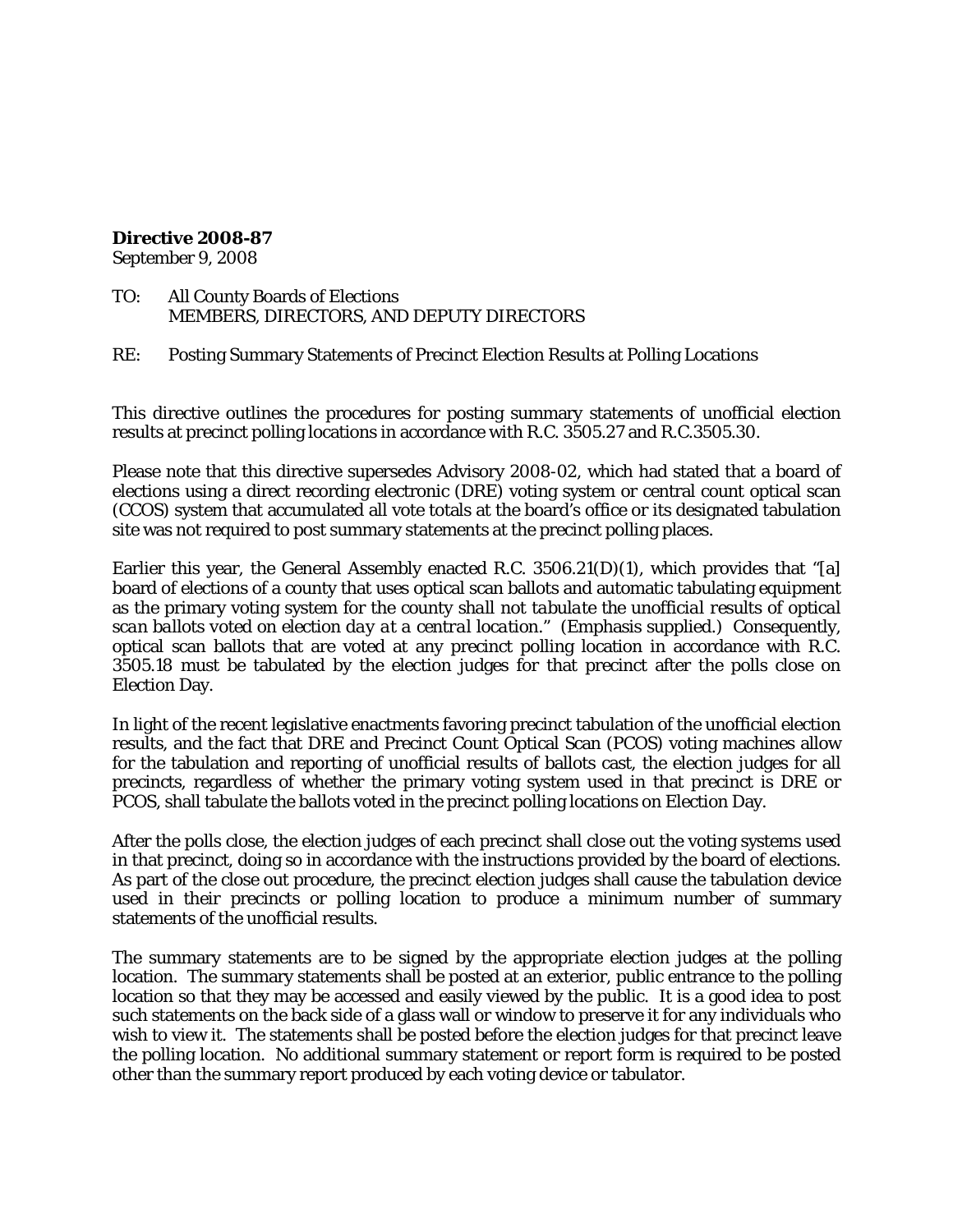**Directive 2008-87**
September 9, 2008

TO: All County Boards of Elections
MEMBERS, DIRECTORS, AND DEPUTY DIRECTORS

RE: Posting Summary Statements of Precinct Election Results at Polling Locations

This directive outlines the procedures for posting summary statements of unofficial election results at precinct polling locations in accordance with R.C. 3505.27 and R.C.3505.30.

Please note that this directive supersedes Advisory 2008-02, which had stated that a board of elections using a direct recording electronic (DRE) voting system or central count optical scan (CCOS) system that accumulated all vote totals at the board's office or its designated tabulation site was not required to post summary statements at the precinct polling places.

Earlier this year, the General Assembly enacted R.C. 3506.21(D)(1), which provides that "[a] board of elections of a county that uses optical scan ballots and automatic tabulating equipment as the primary voting system for the county *shall not tabulate the unofficial results of optical scan ballots voted on election day at a central location*." (Emphasis supplied.) Consequently, optical scan ballots that are voted at any precinct polling location in accordance with R.C. 3505.18 must be tabulated by the election judges for that precinct after the polls close on Election Day.

In light of the recent legislative enactments favoring precinct tabulation of the unofficial election results, and the fact that DRE and Precinct Count Optical Scan (PCOS) voting machines allow for the tabulation and reporting of unofficial results of ballots cast, the election judges for all precincts, regardless of whether the primary voting system used in that precinct is DRE or PCOS, shall tabulate the ballots voted in the precinct polling locations on Election Day.

After the polls close, the election judges of each precinct shall close out the voting systems used in that precinct, doing so in accordance with the instructions provided by the board of elections. As part of the close out procedure, the precinct election judges shall cause the tabulation device used in their precincts or polling location to produce a minimum number of summary statements of the unofficial results.

The summary statements are to be signed by the appropriate election judges at the polling location. The summary statements shall be posted at an exterior, public entrance to the polling location so that they may be accessed and easily viewed by the public. It is a good idea to post such statements on the back side of a glass wall or window to preserve it for any individuals who wish to view it. The statements shall be posted before the election judges for that precinct leave the polling location. No additional summary statement or report form is required to be posted other than the summary report produced by each voting device or tabulator.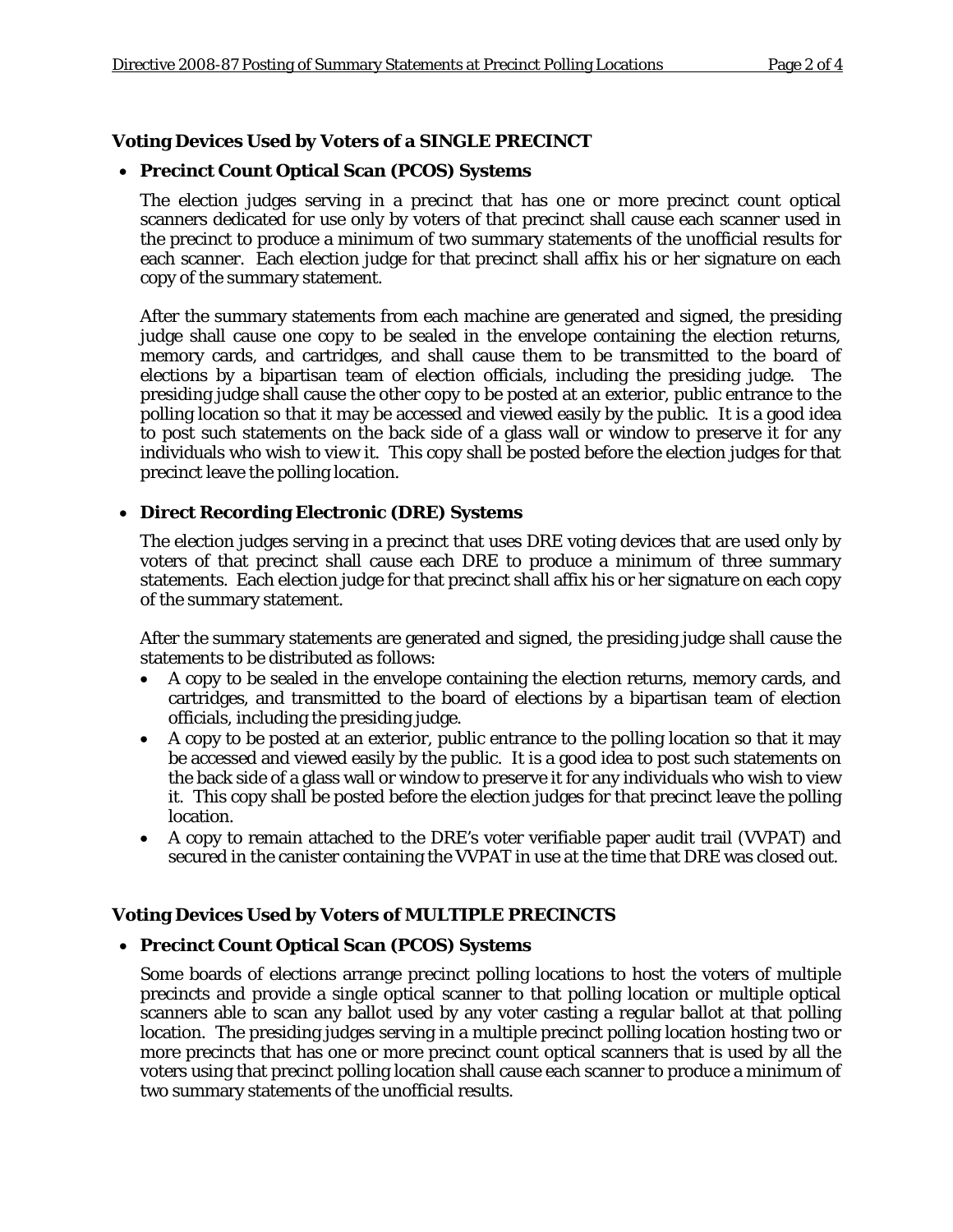## Voting Devices Used by Voters of a SINGLE PRECINCT

- **Precinct Count Optical Scan (PCOS) Systems**

  The election judges serving in a precinct that has one or more precinct count optical scanners dedicated for use only by voters of that precinct shall cause each scanner used in the precinct to produce a minimum of two summary statements of the unofficial results for each scanner. Each election judge for that precinct shall affix his or her signature on each copy of the summary statement.

  After the summary statements from each machine are generated and signed, the presiding judge shall cause one copy to be sealed in the envelope containing the election returns, memory cards, and cartridges, and shall cause them to be transmitted to the board of elections by a bipartisan team of election officials, including the presiding judge. The presiding judge shall cause the other copy to be posted at an exterior, public entrance to the polling location so that it may be accessed and viewed easily by the public. It is a good idea to post such statements on the back side of a glass wall or window to preserve it for any individuals who wish to view it. This copy shall be posted before the election judges for that precinct leave the polling location.

- **Direct Recording Electronic (DRE) Systems**

  The election judges serving in a precinct that uses DRE voting devices that are used only by voters of that precinct shall cause each DRE to produce a minimum of three summary statements. Each election judge for that precinct shall affix his or her signature on each copy of the summary statement.

  After the summary statements are generated and signed, the presiding judge shall cause the statements to be distributed as follows:

  - A copy to be sealed in the envelope containing the election returns, memory cards, and cartridges, and transmitted to the board of elections by a bipartisan team of election officials, including the presiding judge.
  - A copy to be posted at an exterior, public entrance to the polling location so that it may be accessed and viewed easily by the public. It is a good idea to post such statements on the back side of a glass wall or window to preserve it for any individuals who wish to view it. This copy shall be posted before the election judges for that precinct leave the polling location.
  - A copy to remain attached to the DRE's voter verifiable paper audit trail (VVPAT) and secured in the canister containing the VVPAT in use at the time that DRE was closed out.

## Voting Devices Used by Voters of MULTIPLE PRECINCTS

- **Precinct Count Optical Scan (PCOS) Systems**

  Some boards of elections arrange precinct polling locations to host the voters of multiple precincts and provide a single optical scanner to that polling location or multiple optical scanners able to scan any ballot used by any voter casting a regular ballot at that polling location. The presiding judges serving in a multiple precinct polling location hosting two or more precincts that has one or more precinct count optical scanners that is used by all the voters using that precinct polling location shall cause each scanner to produce a minimum of two summary statements of the unofficial results.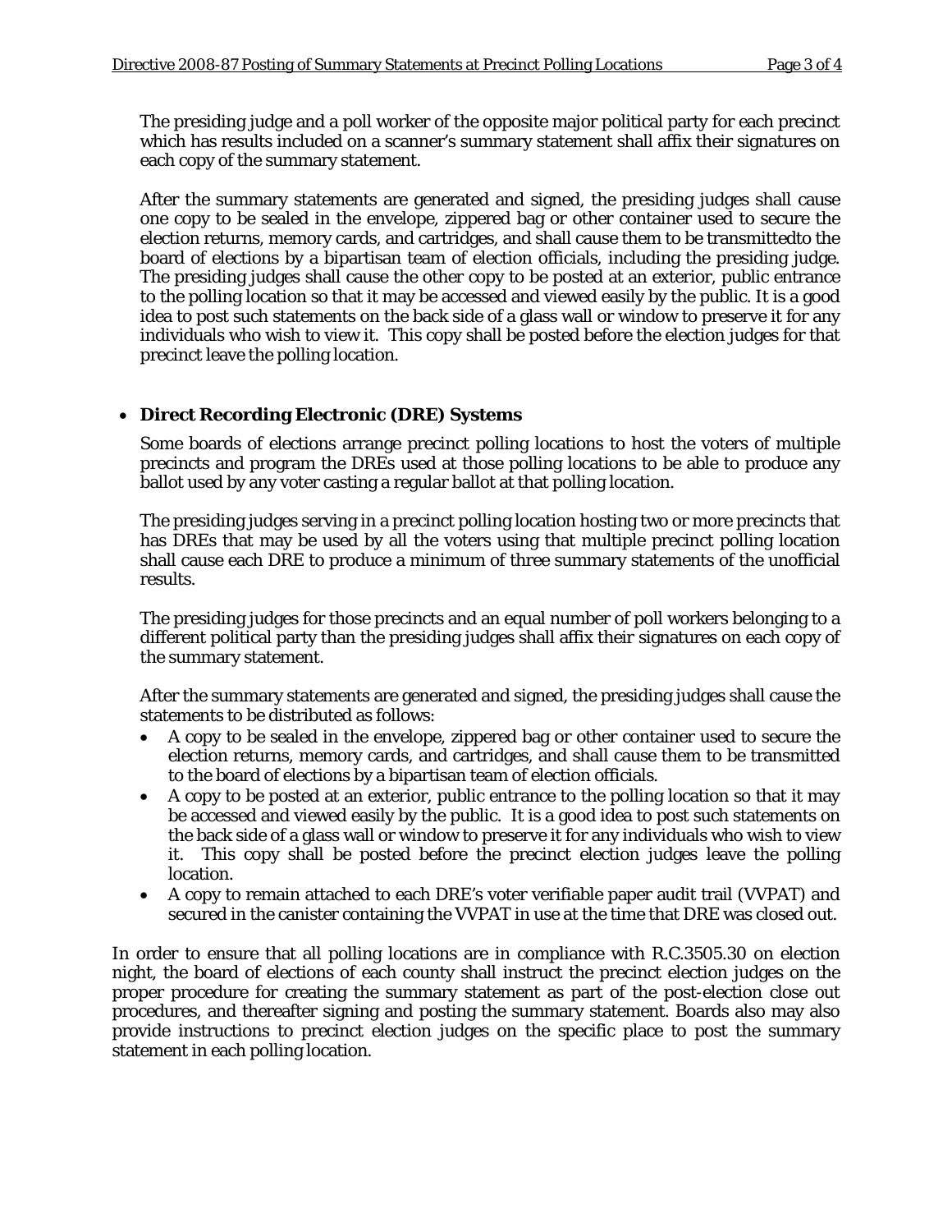The presiding judge and a poll worker of the opposite major political party for each precinct which has results included on a scanner's summary statement shall affix their signatures on each copy of the summary statement.

After the summary statements are generated and signed, the presiding judges shall cause one copy to be sealed in the envelope, zippered bag or other container used to secure the election returns, memory cards, and cartridges, and shall cause them to be transmittedto the board of elections by a bipartisan team of election officials, including the presiding judge. The presiding judges shall cause the other copy to be posted at an exterior, public entrance to the polling location so that it may be accessed and viewed easily by the public. It is a good idea to post such statements on the back side of a glass wall or window to preserve it for any individuals who wish to view it. This copy shall be posted before the election judges for that precinct leave the polling location.

- **Direct Recording Electronic (DRE) Systems**

  Some boards of elections arrange precinct polling locations to host the voters of multiple precincts and program the DREs used at those polling locations to be able to produce any ballot used by any voter casting a regular ballot at that polling location.

  The presiding judges serving in a precinct polling location hosting two or more precincts that has DREs that may be used by all the voters using that multiple precinct polling location shall cause each DRE to produce a minimum of three summary statements of the unofficial results.

  The presiding judges for those precincts and an equal number of poll workers belonging to a different political party than the presiding judges shall affix their signatures on each copy of the summary statement.

  After the summary statements are generated and signed, the presiding judges shall cause the statements to be distributed as follows:

  - A copy to be sealed in the envelope, zippered bag or other container used to secure the election returns, memory cards, and cartridges, and shall cause them to be transmitted to the board of elections by a bipartisan team of election officials.
  - A copy to be posted at an exterior, public entrance to the polling location so that it may be accessed and viewed easily by the public. It is a good idea to post such statements on the back side of a glass wall or window to preserve it for any individuals who wish to view it. This copy shall be posted before the precinct election judges leave the polling location.
  - A copy to remain attached to each DRE's voter verifiable paper audit trail (VVPAT) and secured in the canister containing the VVPAT in use at the time that DRE was closed out.

In order to ensure that all polling locations are in compliance with R.C.3505.30 on election night, the board of elections of each county shall instruct the precinct election judges on the proper procedure for creating the summary statement as part of the post-election close out procedures, and thereafter signing and posting the summary statement. Boards also may also provide instructions to precinct election judges on the specific place to post the summary statement in each polling location.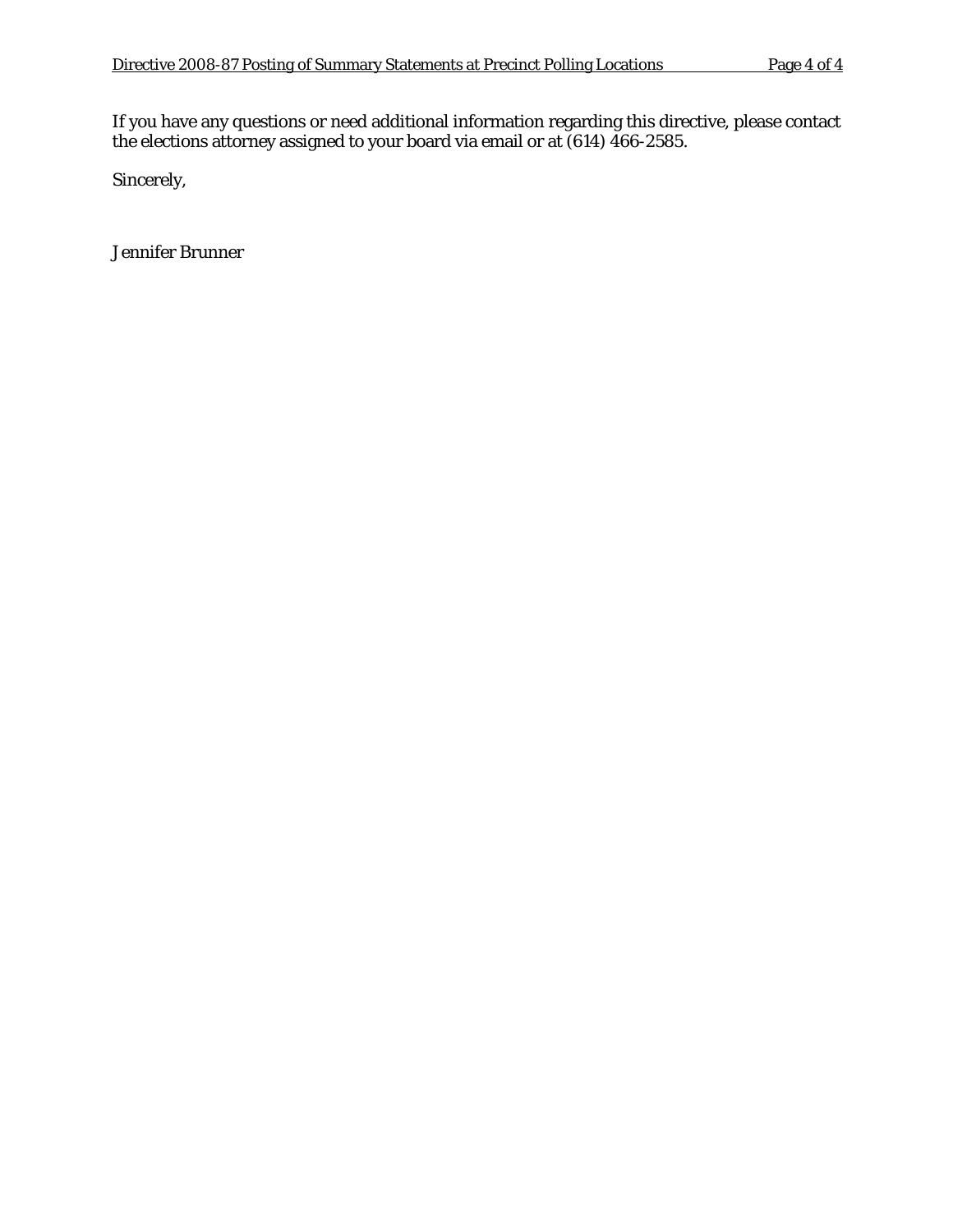If you have any questions or need additional information regarding this directive, please contact the elections attorney assigned to your board via email or at (614) 466-2585.

Sincerely,

Jennifer Brunner